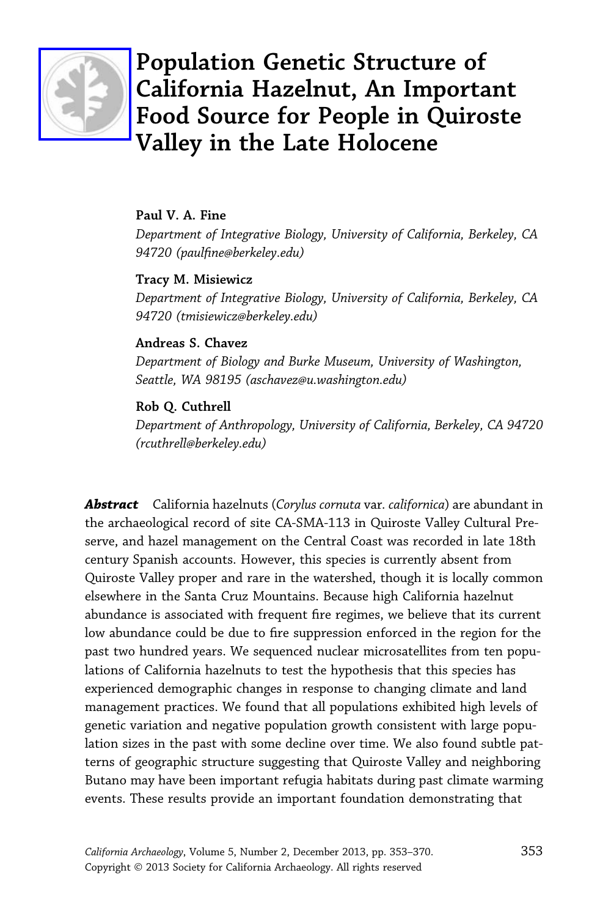# Population Genetic Structure of California Hazelnut, An Important Food Source for People in Quiroste Valley in the Late Holocene

**Paul V. A. Fine**
*Department of Integrative Biology, University of California, Berkeley, CA 94720 (paulfine@berkeley.edu)*

**Tracy M. Misiewicz**
*Department of Integrative Biology, University of California, Berkeley, CA 94720 (tmisiewicz@berkeley.edu)*

**Andreas S. Chavez**
*Department of Biology and Burke Museum, University of Washington, Seattle, WA 98195 (aschavez@u.washington.edu)*

**Rob Q. Cuthrell**
*Department of Anthropology, University of California, Berkeley, CA 94720 (rcuthrell@berkeley.edu)*

***Abstract*** California hazelnuts (*Corylus cornuta* var. *californica*) are abundant in the archaeological record of site CA-SMA-113 in Quiroste Valley Cultural Preserve, and hazel management on the Central Coast was recorded in late 18th century Spanish accounts. However, this species is currently absent from Quiroste Valley proper and rare in the watershed, though it is locally common elsewhere in the Santa Cruz Mountains. Because high California hazelnut abundance is associated with frequent fire regimes, we believe that its current low abundance could be due to fire suppression enforced in the region for the past two hundred years. We sequenced nuclear microsatellites from ten populations of California hazelnuts to test the hypothesis that this species has experienced demographic changes in response to changing climate and land management practices. We found that all populations exhibited high levels of genetic variation and negative population growth consistent with large population sizes in the past with some decline over time. We also found subtle patterns of geographic structure suggesting that Quiroste Valley and neighboring Butano may have been important refugia habitats during past climate warming events. These results provide an important foundation demonstrating that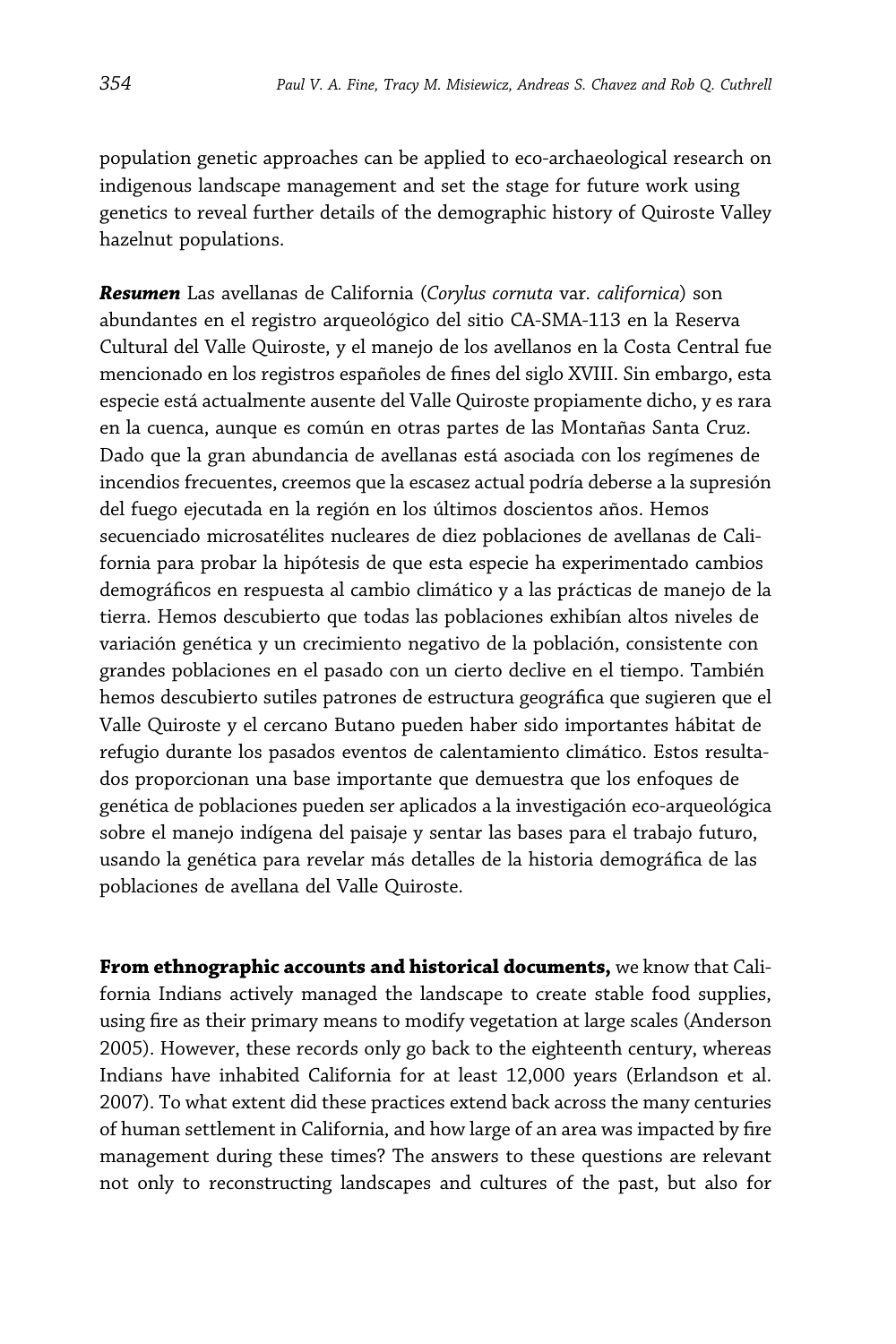population genetic approaches can be applied to eco-archaeological research on indigenous landscape management and set the stage for future work using genetics to reveal further details of the demographic history of Quiroste Valley hazelnut populations.

***Resumen*** Las avellanas de California (*Corylus cornuta* var. *californica*) son abundantes en el registro arqueológico del sitio CA-SMA-113 en la Reserva Cultural del Valle Quiroste, y el manejo de los avellanos en la Costa Central fue mencionado en los registros españoles de fines del siglo XVIII. Sin embargo, esta especie está actualmente ausente del Valle Quiroste propiamente dicho, y es rara en la cuenca, aunque es común en otras partes de las Montañas Santa Cruz. Dado que la gran abundancia de avellanas está asociada con los regímenes de incendios frecuentes, creemos que la escasez actual podría deberse a la supresión del fuego ejecutada en la región en los últimos doscientos años. Hemos secuenciado microsatélites nucleares de diez poblaciones de avellanas de California para probar la hipótesis de que esta especie ha experimentado cambios demográficos en respuesta al cambio climático y a las prácticas de manejo de la tierra. Hemos descubierto que todas las poblaciones exhibían altos niveles de variación genética y un crecimiento negativo de la población, consistente con grandes poblaciones en el pasado con un cierto declive en el tiempo. También hemos descubierto sutiles patrones de estructura geográfica que sugieren que el Valle Quiroste y el cercano Butano pueden haber sido importantes hábitat de refugio durante los pasados eventos de calentamiento climático. Estos resultados proporcionan una base importante que demuestra que los enfoques de genética de poblaciones pueden ser aplicados a la investigación eco-arqueológica sobre el manejo indígena del paisaje y sentar las bases para el trabajo futuro, usando la genética para revelar más detalles de la historia demográfica de las poblaciones de avellana del Valle Quiroste.

**From ethnographic accounts and historical documents,** we know that California Indians actively managed the landscape to create stable food supplies, using fire as their primary means to modify vegetation at large scales (Anderson 2005). However, these records only go back to the eighteenth century, whereas Indians have inhabited California for at least 12,000 years (Erlandson et al. 2007). To what extent did these practices extend back across the many centuries of human settlement in California, and how large of an area was impacted by fire management during these times? The answers to these questions are relevant not only to reconstructing landscapes and cultures of the past, but also for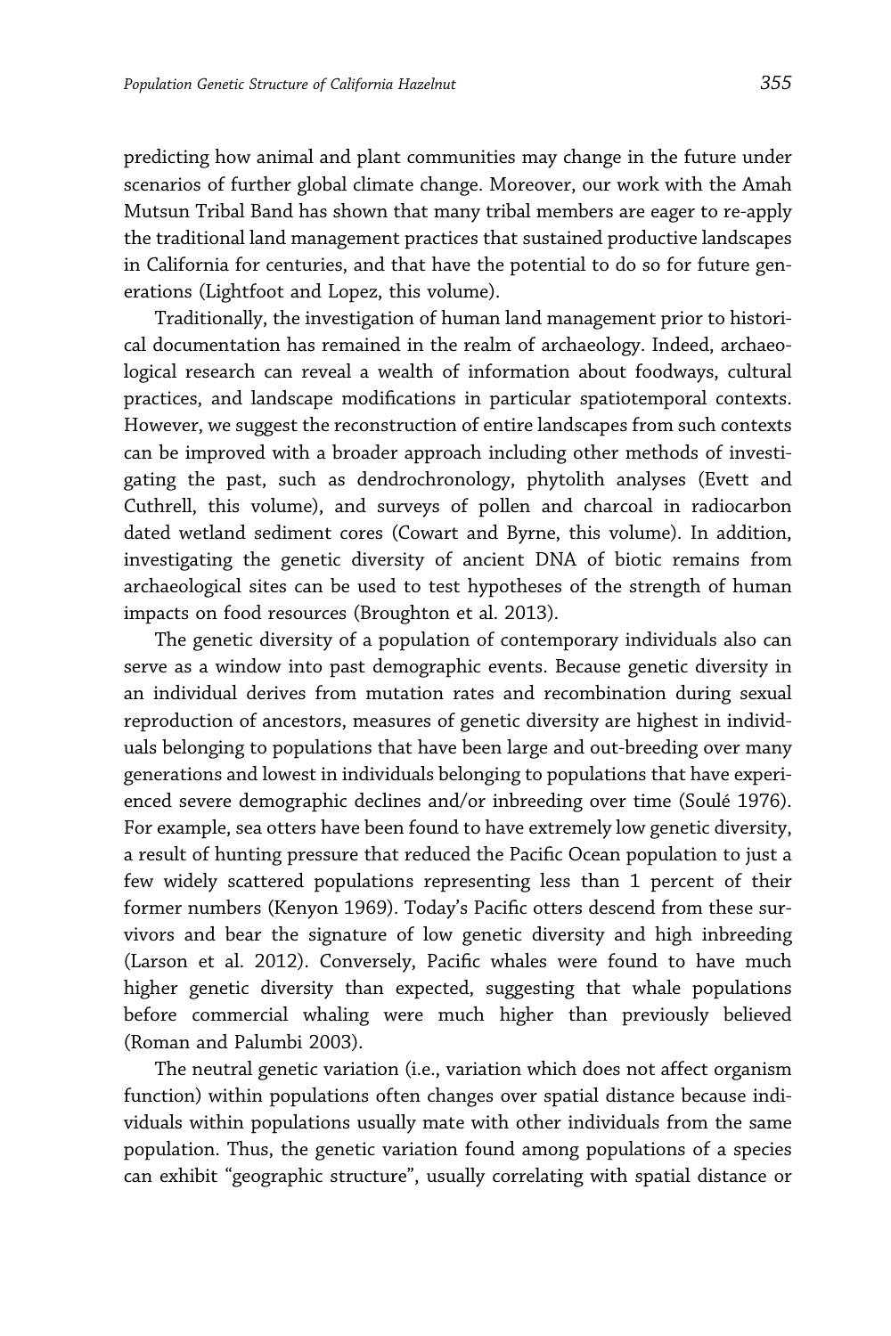predicting how animal and plant communities may change in the future under scenarios of further global climate change. Moreover, our work with the Amah Mutsun Tribal Band has shown that many tribal members are eager to re-apply the traditional land management practices that sustained productive landscapes in California for centuries, and that have the potential to do so for future generations (Lightfoot and Lopez, this volume).

Traditionally, the investigation of human land management prior to historical documentation has remained in the realm of archaeology. Indeed, archaeological research can reveal a wealth of information about foodways, cultural practices, and landscape modifications in particular spatiotemporal contexts. However, we suggest the reconstruction of entire landscapes from such contexts can be improved with a broader approach including other methods of investigating the past, such as dendrochronology, phytolith analyses (Evett and Cuthrell, this volume), and surveys of pollen and charcoal in radiocarbon dated wetland sediment cores (Cowart and Byrne, this volume). In addition, investigating the genetic diversity of ancient DNA of biotic remains from archaeological sites can be used to test hypotheses of the strength of human impacts on food resources (Broughton et al. 2013).

The genetic diversity of a population of contemporary individuals also can serve as a window into past demographic events. Because genetic diversity in an individual derives from mutation rates and recombination during sexual reproduction of ancestors, measures of genetic diversity are highest in individuals belonging to populations that have been large and out-breeding over many generations and lowest in individuals belonging to populations that have experienced severe demographic declines and/or inbreeding over time (Soulé 1976). For example, sea otters have been found to have extremely low genetic diversity, a result of hunting pressure that reduced the Pacific Ocean population to just a few widely scattered populations representing less than 1 percent of their former numbers (Kenyon 1969). Today's Pacific otters descend from these survivors and bear the signature of low genetic diversity and high inbreeding (Larson et al. 2012). Conversely, Pacific whales were found to have much higher genetic diversity than expected, suggesting that whale populations before commercial whaling were much higher than previously believed (Roman and Palumbi 2003).

The neutral genetic variation (i.e., variation which does not affect organism function) within populations often changes over spatial distance because individuals within populations usually mate with other individuals from the same population. Thus, the genetic variation found among populations of a species can exhibit "geographic structure", usually correlating with spatial distance or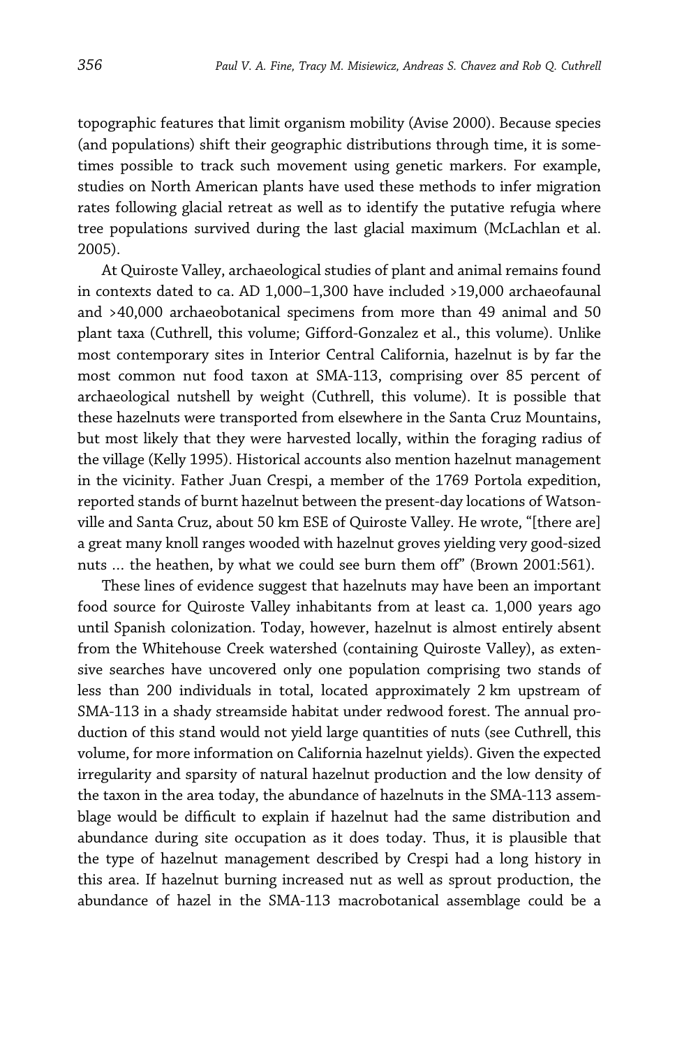topographic features that limit organism mobility (Avise 2000). Because species (and populations) shift their geographic distributions through time, it is sometimes possible to track such movement using genetic markers. For example, studies on North American plants have used these methods to infer migration rates following glacial retreat as well as to identify the putative refugia where tree populations survived during the last glacial maximum (McLachlan et al. 2005).

At Quiroste Valley, archaeological studies of plant and animal remains found in contexts dated to ca. AD 1,000–1,300 have included >19,000 archaeofaunal and >40,000 archaeobotanical specimens from more than 49 animal and 50 plant taxa (Cuthrell, this volume; Gifford-Gonzalez et al., this volume). Unlike most contemporary sites in Interior Central California, hazelnut is by far the most common nut food taxon at SMA-113, comprising over 85 percent of archaeological nutshell by weight (Cuthrell, this volume). It is possible that these hazelnuts were transported from elsewhere in the Santa Cruz Mountains, but most likely that they were harvested locally, within the foraging radius of the village (Kelly 1995). Historical accounts also mention hazelnut management in the vicinity. Father Juan Crespi, a member of the 1769 Portola expedition, reported stands of burnt hazelnut between the present-day locations of Watsonville and Santa Cruz, about 50 km ESE of Quiroste Valley. He wrote, "[there are] a great many knoll ranges wooded with hazelnut groves yielding very good-sized nuts … the heathen, by what we could see burn them off" (Brown 2001:561).

These lines of evidence suggest that hazelnuts may have been an important food source for Quiroste Valley inhabitants from at least ca. 1,000 years ago until Spanish colonization. Today, however, hazelnut is almost entirely absent from the Whitehouse Creek watershed (containing Quiroste Valley), as extensive searches have uncovered only one population comprising two stands of less than 200 individuals in total, located approximately 2 km upstream of SMA-113 in a shady streamside habitat under redwood forest. The annual production of this stand would not yield large quantities of nuts (see Cuthrell, this volume, for more information on California hazelnut yields). Given the expected irregularity and sparsity of natural hazelnut production and the low density of the taxon in the area today, the abundance of hazelnuts in the SMA-113 assemblage would be difficult to explain if hazelnut had the same distribution and abundance during site occupation as it does today. Thus, it is plausible that the type of hazelnut management described by Crespi had a long history in this area. If hazelnut burning increased nut as well as sprout production, the abundance of hazel in the SMA-113 macrobotanical assemblage could be a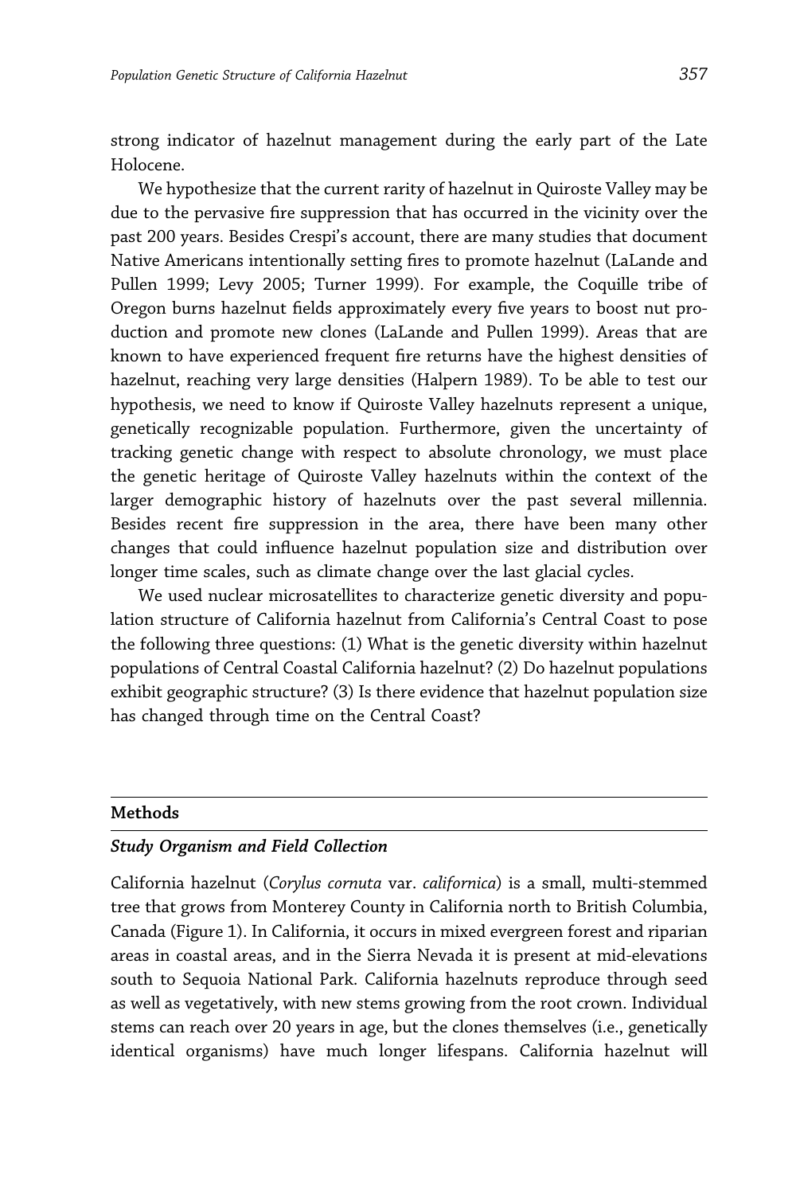strong indicator of hazelnut management during the early part of the Late Holocene.

We hypothesize that the current rarity of hazelnut in Quiroste Valley may be due to the pervasive fire suppression that has occurred in the vicinity over the past 200 years. Besides Crespi's account, there are many studies that document Native Americans intentionally setting fires to promote hazelnut (LaLande and Pullen 1999; Levy 2005; Turner 1999). For example, the Coquille tribe of Oregon burns hazelnut fields approximately every five years to boost nut production and promote new clones (LaLande and Pullen 1999). Areas that are known to have experienced frequent fire returns have the highest densities of hazelnut, reaching very large densities (Halpern 1989). To be able to test our hypothesis, we need to know if Quiroste Valley hazelnuts represent a unique, genetically recognizable population. Furthermore, given the uncertainty of tracking genetic change with respect to absolute chronology, we must place the genetic heritage of Quiroste Valley hazelnuts within the context of the larger demographic history of hazelnuts over the past several millennia. Besides recent fire suppression in the area, there have been many other changes that could influence hazelnut population size and distribution over longer time scales, such as climate change over the last glacial cycles.

We used nuclear microsatellites to characterize genetic diversity and population structure of California hazelnut from California's Central Coast to pose the following three questions: (1) What is the genetic diversity within hazelnut populations of Central Coastal California hazelnut? (2) Do hazelnut populations exhibit geographic structure? (3) Is there evidence that hazelnut population size has changed through time on the Central Coast?

## Methods

### *Study Organism and Field Collection*

California hazelnut (*Corylus cornuta* var. *californica*) is a small, multi-stemmed tree that grows from Monterey County in California north to British Columbia, Canada (Figure 1). In California, it occurs in mixed evergreen forest and riparian areas in coastal areas, and in the Sierra Nevada it is present at mid-elevations south to Sequoia National Park. California hazelnuts reproduce through seed as well as vegetatively, with new stems growing from the root crown. Individual stems can reach over 20 years in age, but the clones themselves (i.e., genetically identical organisms) have much longer lifespans. California hazelnut will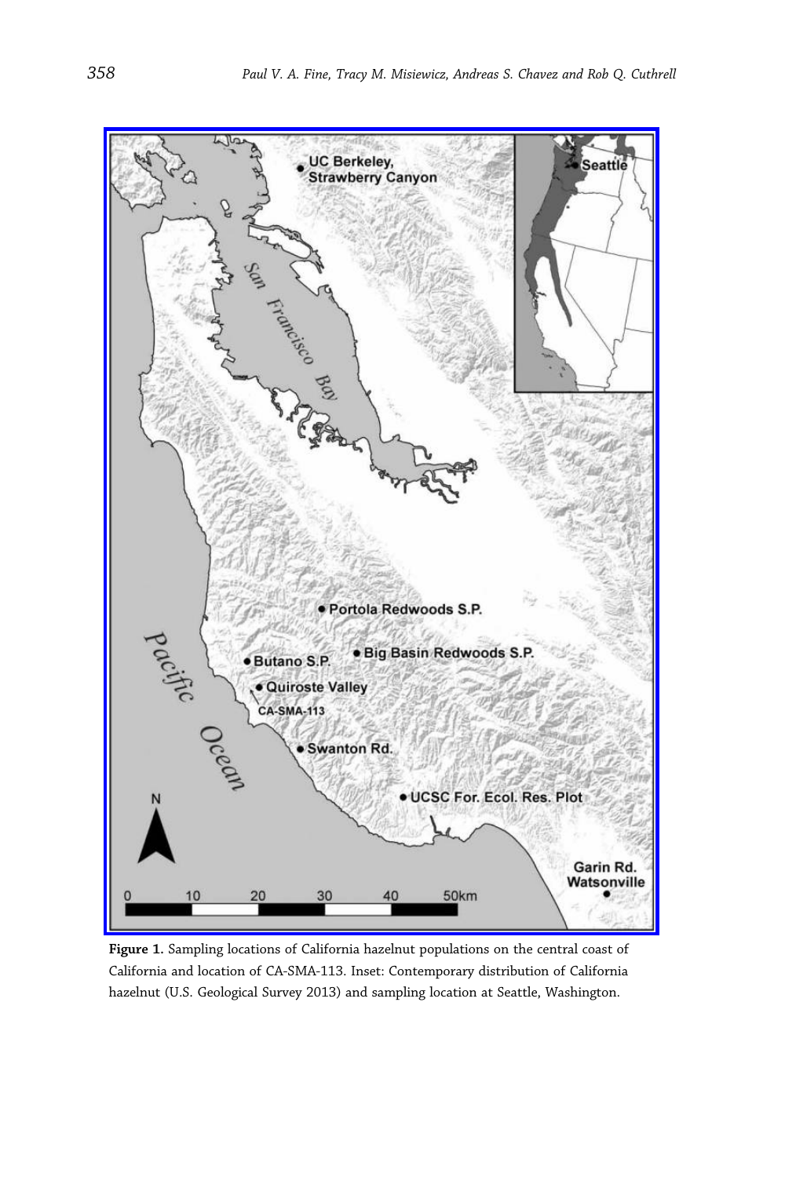**Figure 1.** Sampling locations of California hazelnut populations on the central coast of California and location of CA-SMA-113. Inset: Contemporary distribution of California hazelnut (U.S. Geological Survey 2013) and sampling location at Seattle, Washington.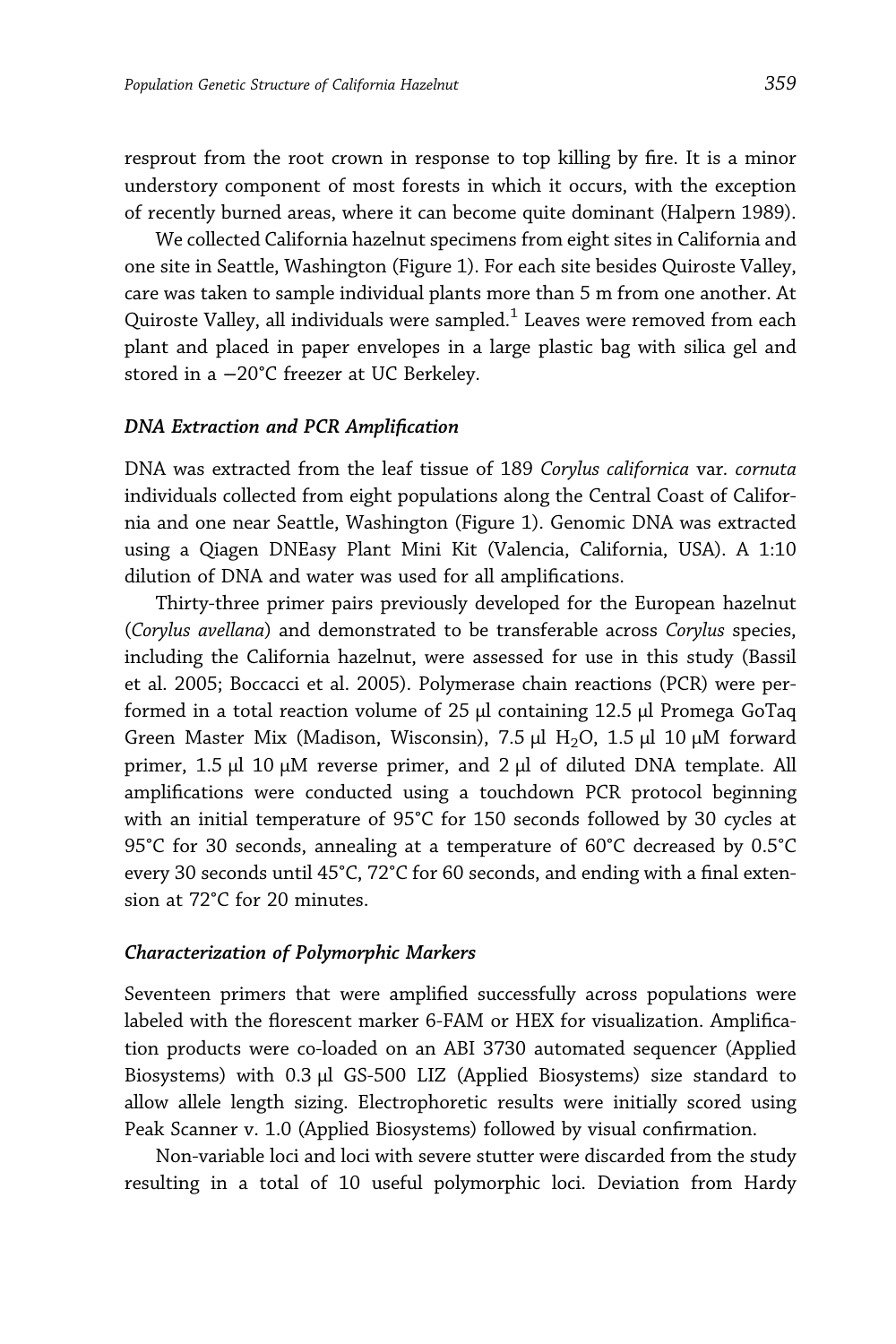resprout from the root crown in response to top killing by fire. It is a minor understory component of most forests in which it occurs, with the exception of recently burned areas, where it can become quite dominant (Halpern 1989).

We collected California hazelnut specimens from eight sites in California and one site in Seattle, Washington (Figure 1). For each site besides Quiroste Valley, care was taken to sample individual plants more than 5 m from one another. At Quiroste Valley, all individuals were sampled.[1] Leaves were removed from each plant and placed in paper envelopes in a large plastic bag with silica gel and stored in a −20°C freezer at UC Berkeley.

### *DNA Extraction and PCR Amplification*

DNA was extracted from the leaf tissue of 189 *Corylus californica* var. *cornuta* individuals collected from eight populations along the Central Coast of California and one near Seattle, Washington (Figure 1). Genomic DNA was extracted using a Qiagen DNEasy Plant Mini Kit (Valencia, California, USA). A 1:10 dilution of DNA and water was used for all amplifications.

Thirty-three primer pairs previously developed for the European hazelnut (*Corylus avellana*) and demonstrated to be transferable across *Corylus* species, including the California hazelnut, were assessed for use in this study (Bassil et al. 2005; Boccacci et al. 2005). Polymerase chain reactions (PCR) were performed in a total reaction volume of 25 μl containing 12.5 μl Promega GoTaq Green Master Mix (Madison, Wisconsin), 7.5 μl $H_2O$, 1.5 μl 10 μM forward primer, 1.5 μl 10 μM reverse primer, and 2 μl of diluted DNA template. All amplifications were conducted using a touchdown PCR protocol beginning with an initial temperature of 95°C for 150 seconds followed by 30 cycles at 95°C for 30 seconds, annealing at a temperature of 60°C decreased by 0.5°C every 30 seconds until 45°C, 72°C for 60 seconds, and ending with a final extension at 72°C for 20 minutes.

### *Characterization of Polymorphic Markers*

Seventeen primers that were amplified successfully across populations were labeled with the florescent marker 6-FAM or HEX for visualization. Amplification products were co-loaded on an ABI 3730 automated sequencer (Applied Biosystems) with 0.3 μl GS-500 LIZ (Applied Biosystems) size standard to allow allele length sizing. Electrophoretic results were initially scored using Peak Scanner v. 1.0 (Applied Biosystems) followed by visual confirmation.

Non-variable loci and loci with severe stutter were discarded from the study resulting in a total of 10 useful polymorphic loci. Deviation from Hardy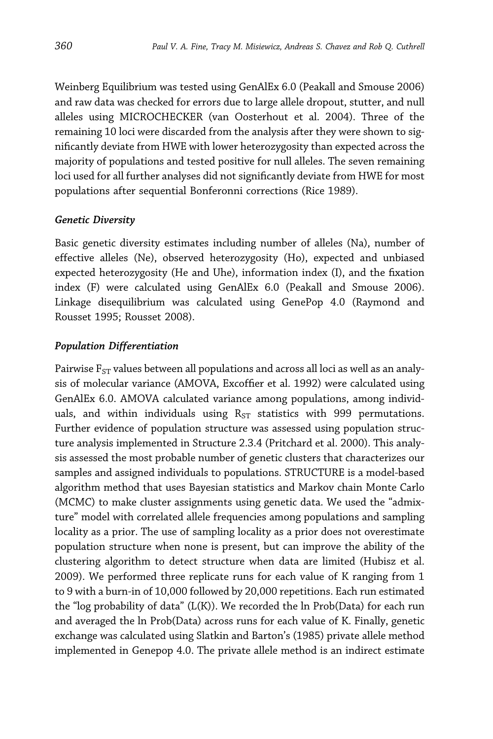Weinberg Equilibrium was tested using GenAlEx 6.0 (Peakall and Smouse 2006) and raw data was checked for errors due to large allele dropout, stutter, and null alleles using MICROCHECKER (van Oosterhout et al. 2004). Three of the remaining 10 loci were discarded from the analysis after they were shown to significantly deviate from HWE with lower heterozygosity than expected across the majority of populations and tested positive for null alleles. The seven remaining loci used for all further analyses did not significantly deviate from HWE for most populations after sequential Bonferonni corrections (Rice 1989).

### *Genetic Diversity*

Basic genetic diversity estimates including number of alleles (Na), number of effective alleles (Ne), observed heterozygosity (Ho), expected and unbiased expected heterozygosity (He and Uhe), information index (I), and the fixation index (F) were calculated using GenAlEx 6.0 (Peakall and Smouse 2006). Linkage disequilibrium was calculated using GenePop 4.0 (Raymond and Rousset 1995; Rousset 2008).

### *Population Differentiation*

Pairwise $F_{ST}$ values between all populations and across all loci as well as an analysis of molecular variance (AMOVA, Excoffier et al. 1992) were calculated using GenAlEx 6.0. AMOVA calculated variance among populations, among individuals, and within individuals using $R_{ST}$ statistics with 999 permutations. Further evidence of population structure was assessed using population structure analysis implemented in Structure 2.3.4 (Pritchard et al. 2000). This analysis assessed the most probable number of genetic clusters that characterizes our samples and assigned individuals to populations. STRUCTURE is a model-based algorithm method that uses Bayesian statistics and Markov chain Monte Carlo (MCMC) to make cluster assignments using genetic data. We used the "admixture" model with correlated allele frequencies among populations and sampling locality as a prior. The use of sampling locality as a prior does not overestimate population structure when none is present, but can improve the ability of the clustering algorithm to detect structure when data are limited (Hubisz et al. 2009). We performed three replicate runs for each value of K ranging from 1 to 9 with a burn-in of 10,000 followed by 20,000 repetitions. Each run estimated the "log probability of data" (L(K)). We recorded the ln Prob(Data) for each run and averaged the ln Prob(Data) across runs for each value of K. Finally, genetic exchange was calculated using Slatkin and Barton's (1985) private allele method implemented in Genepop 4.0. The private allele method is an indirect estimate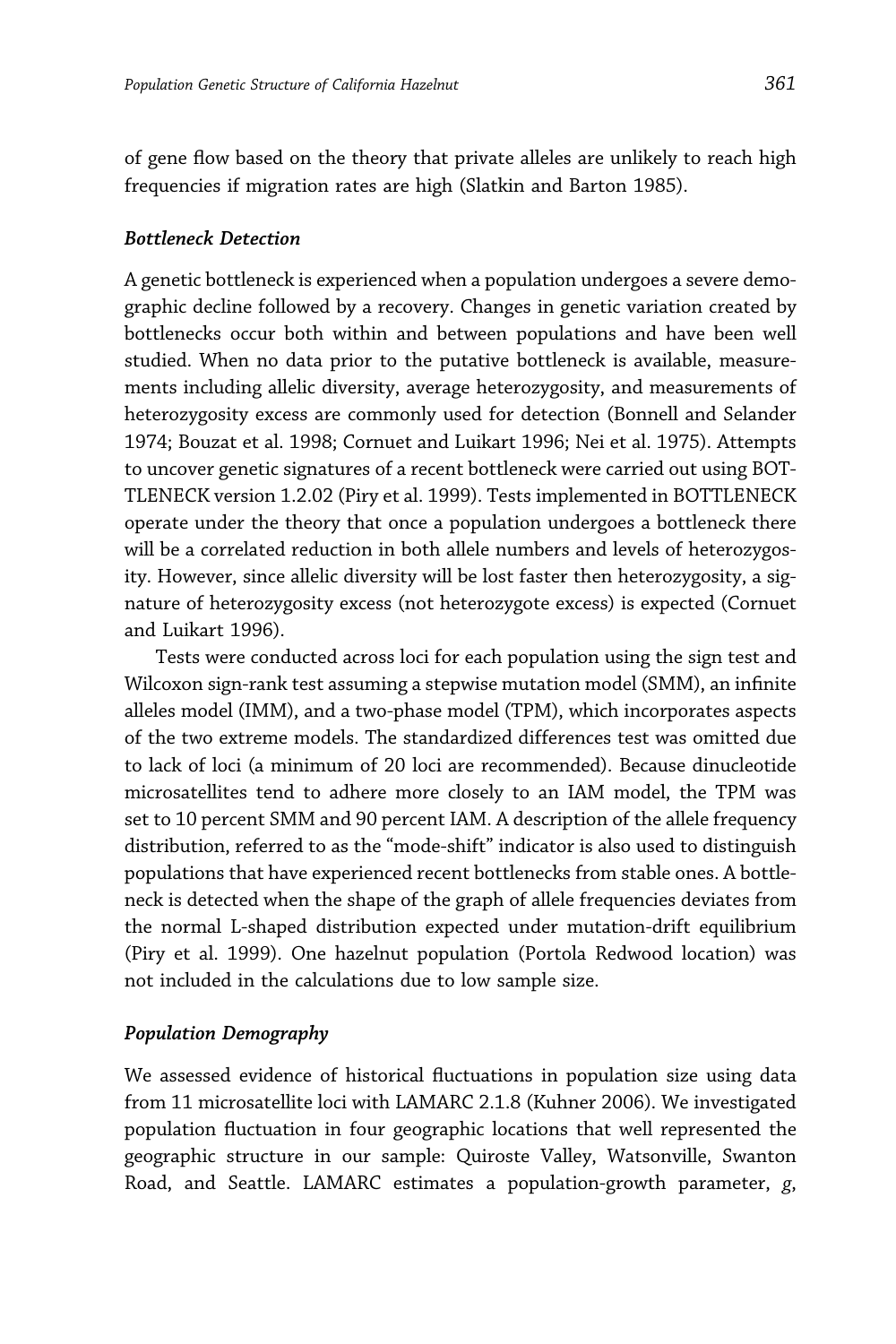of gene flow based on the theory that private alleles are unlikely to reach high frequencies if migration rates are high (Slatkin and Barton 1985).

### *Bottleneck Detection*

A genetic bottleneck is experienced when a population undergoes a severe demographic decline followed by a recovery. Changes in genetic variation created by bottlenecks occur both within and between populations and have been well studied. When no data prior to the putative bottleneck is available, measurements including allelic diversity, average heterozygosity, and measurements of heterozygosity excess are commonly used for detection (Bonnell and Selander 1974; Bouzat et al. 1998; Cornuet and Luikart 1996; Nei et al. 1975). Attempts to uncover genetic signatures of a recent bottleneck were carried out using BOTTLENECK version 1.2.02 (Piry et al. 1999). Tests implemented in BOTTLENECK operate under the theory that once a population undergoes a bottleneck there will be a correlated reduction in both allele numbers and levels of heterozygosity. However, since allelic diversity will be lost faster then heterozygosity, a signature of heterozygosity excess (not heterozygote excess) is expected (Cornuet and Luikart 1996).

Tests were conducted across loci for each population using the sign test and Wilcoxon sign-rank test assuming a stepwise mutation model (SMM), an infinite alleles model (IMM), and a two-phase model (TPM), which incorporates aspects of the two extreme models. The standardized differences test was omitted due to lack of loci (a minimum of 20 loci are recommended). Because dinucleotide microsatellites tend to adhere more closely to an IAM model, the TPM was set to 10 percent SMM and 90 percent IAM. A description of the allele frequency distribution, referred to as the "mode-shift" indicator is also used to distinguish populations that have experienced recent bottlenecks from stable ones. A bottleneck is detected when the shape of the graph of allele frequencies deviates from the normal L-shaped distribution expected under mutation-drift equilibrium (Piry et al. 1999). One hazelnut population (Portola Redwood location) was not included in the calculations due to low sample size.

### *Population Demography*

We assessed evidence of historical fluctuations in population size using data from 11 microsatellite loci with LAMARC 2.1.8 (Kuhner 2006). We investigated population fluctuation in four geographic locations that well represented the geographic structure in our sample: Quiroste Valley, Watsonville, Swanton Road, and Seattle. LAMARC estimates a population-growth parameter, $g$,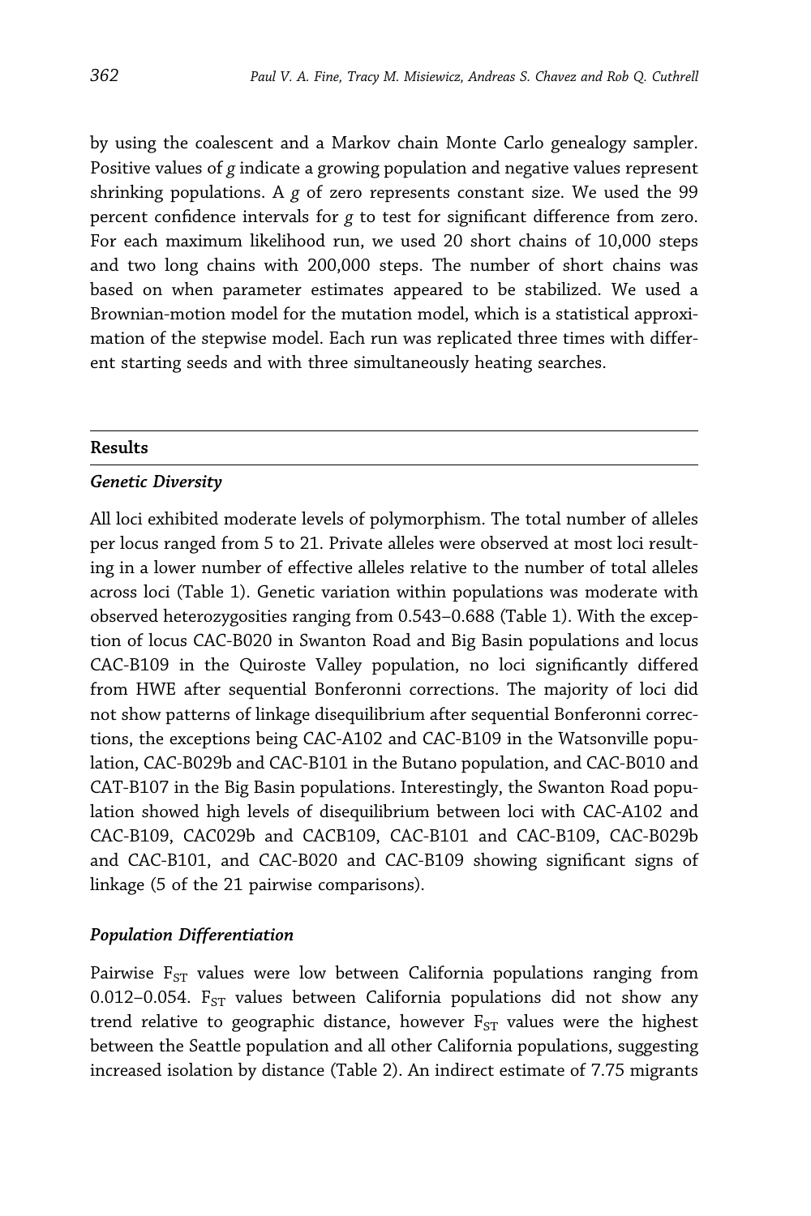by using the coalescent and a Markov chain Monte Carlo genealogy sampler. Positive values of *g* indicate a growing population and negative values represent shrinking populations. A *g* of zero represents constant size. We used the 99 percent confidence intervals for *g* to test for significant difference from zero. For each maximum likelihood run, we used 20 short chains of 10,000 steps and two long chains with 200,000 steps. The number of short chains was based on when parameter estimates appeared to be stabilized. We used a Brownian-motion model for the mutation model, which is a statistical approximation of the stepwise model. Each run was replicated three times with different starting seeds and with three simultaneously heating searches.

## Results

### *Genetic Diversity*

All loci exhibited moderate levels of polymorphism. The total number of alleles per locus ranged from 5 to 21. Private alleles were observed at most loci resulting in a lower number of effective alleles relative to the number of total alleles across loci (Table 1). Genetic variation within populations was moderate with observed heterozygosities ranging from 0.543–0.688 (Table 1). With the exception of locus CAC-B020 in Swanton Road and Big Basin populations and locus CAC-B109 in the Quiroste Valley population, no loci significantly differed from HWE after sequential Bonferonni corrections. The majority of loci did not show patterns of linkage disequilibrium after sequential Bonferonni corrections, the exceptions being CAC-A102 and CAC-B109 in the Watsonville population, CAC-B029b and CAC-B101 in the Butano population, and CAC-B010 and CAT-B107 in the Big Basin populations. Interestingly, the Swanton Road population showed high levels of disequilibrium between loci with CAC-A102 and CAC-B109, CAC029b and CACB109, CAC-B101 and CAC-B109, CAC-B029b and CAC-B101, and CAC-B020 and CAC-B109 showing significant signs of linkage (5 of the 21 pairwise comparisons).

### *Population Differentiation*

Pairwise $F_{ST}$ values were low between California populations ranging from 0.012–0.054. $F_{ST}$ values between California populations did not show any trend relative to geographic distance, however $F_{ST}$ values were the highest between the Seattle population and all other California populations, suggesting increased isolation by distance (Table 2). An indirect estimate of 7.75 migrants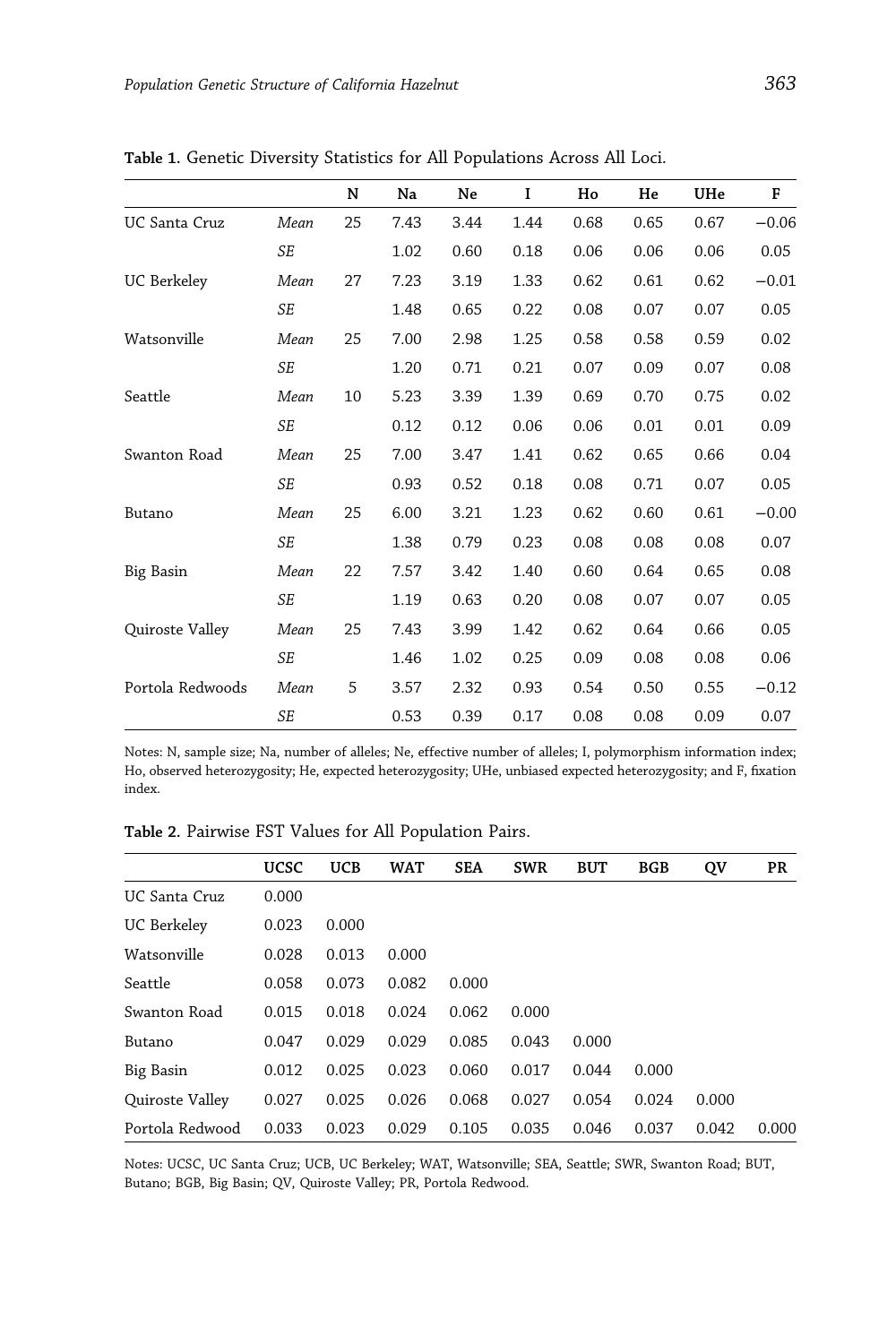**Table 1.** Genetic Diversity Statistics for All Populations Across All Loci.

| | | N | Na | Ne | I | Ho | He | UHe | F |
|---|---|---|---|---|---|---|---|---|---|
| UC Santa Cruz | *Mean* | 25 | 7.43 | 3.44 | 1.44 | 0.68 | 0.65 | 0.67 | −0.06 |
| | *SE* | | 1.02 | 0.60 | 0.18 | 0.06 | 0.06 | 0.06 | 0.05 |
| UC Berkeley | *Mean* | 27 | 7.23 | 3.19 | 1.33 | 0.62 | 0.61 | 0.62 | −0.01 |
| | *SE* | | 1.48 | 0.65 | 0.22 | 0.08 | 0.07 | 0.07 | 0.05 |
| Watsonville | *Mean* | 25 | 7.00 | 2.98 | 1.25 | 0.58 | 0.58 | 0.59 | 0.02 |
| | *SE* | | 1.20 | 0.71 | 0.21 | 0.07 | 0.09 | 0.07 | 0.08 |
| Seattle | *Mean* | 10 | 5.23 | 3.39 | 1.39 | 0.69 | 0.70 | 0.75 | 0.02 |
| | *SE* | | 0.12 | 0.12 | 0.06 | 0.06 | 0.01 | 0.01 | 0.09 |
| Swanton Road | *Mean* | 25 | 7.00 | 3.47 | 1.41 | 0.62 | 0.65 | 0.66 | 0.04 |
| | *SE* | | 0.93 | 0.52 | 0.18 | 0.08 | 0.71 | 0.07 | 0.05 |
| Butano | *Mean* | 25 | 6.00 | 3.21 | 1.23 | 0.62 | 0.60 | 0.61 | −0.00 |
| | *SE* | | 1.38 | 0.79 | 0.23 | 0.08 | 0.08 | 0.08 | 0.07 |
| Big Basin | *Mean* | 22 | 7.57 | 3.42 | 1.40 | 0.60 | 0.64 | 0.65 | 0.08 |
| | *SE* | | 1.19 | 0.63 | 0.20 | 0.08 | 0.07 | 0.07 | 0.05 |
| Quiroste Valley | *Mean* | 25 | 7.43 | 3.99 | 1.42 | 0.62 | 0.64 | 0.66 | 0.05 |
| | *SE* | | 1.46 | 1.02 | 0.25 | 0.09 | 0.08 | 0.08 | 0.06 |
| Portola Redwoods | *Mean* | 5 | 3.57 | 2.32 | 0.93 | 0.54 | 0.50 | 0.55 | −0.12 |
| | *SE* | | 0.53 | 0.39 | 0.17 | 0.08 | 0.08 | 0.09 | 0.07 |

Notes: N, sample size; Na, number of alleles; Ne, effective number of alleles; I, polymorphism information index; Ho, observed heterozygosity; He, expected heterozygosity; UHe, unbiased expected heterozygosity; and F, fixation index.

**Table 2.** Pairwise FST Values for All Population Pairs.

| | UCSC | UCB | WAT | SEA | SWR | BUT | BGB | QV | PR |
|---|---|---|---|---|---|---|---|---|---|
| UC Santa Cruz | 0.000 | | | | | | | | |
| UC Berkeley | 0.023 | 0.000 | | | | | | | |
| Watsonville | 0.028 | 0.013 | 0.000 | | | | | | |
| Seattle | 0.058 | 0.073 | 0.082 | 0.000 | | | | | |
| Swanton Road | 0.015 | 0.018 | 0.024 | 0.062 | 0.000 | | | | |
| Butano | 0.047 | 0.029 | 0.029 | 0.085 | 0.043 | 0.000 | | | |
| Big Basin | 0.012 | 0.025 | 0.023 | 0.060 | 0.017 | 0.044 | 0.000 | | |
| Quiroste Valley | 0.027 | 0.025 | 0.026 | 0.068 | 0.027 | 0.054 | 0.024 | 0.000 | |
| Portola Redwood | 0.033 | 0.023 | 0.029 | 0.105 | 0.035 | 0.046 | 0.037 | 0.042 | 0.000 |

Notes: UCSC, UC Santa Cruz; UCB, UC Berkeley; WAT, Watsonville; SEA, Seattle; SWR, Swanton Road; BUT, Butano; BGB, Big Basin; QV, Quiroste Valley; PR, Portola Redwood.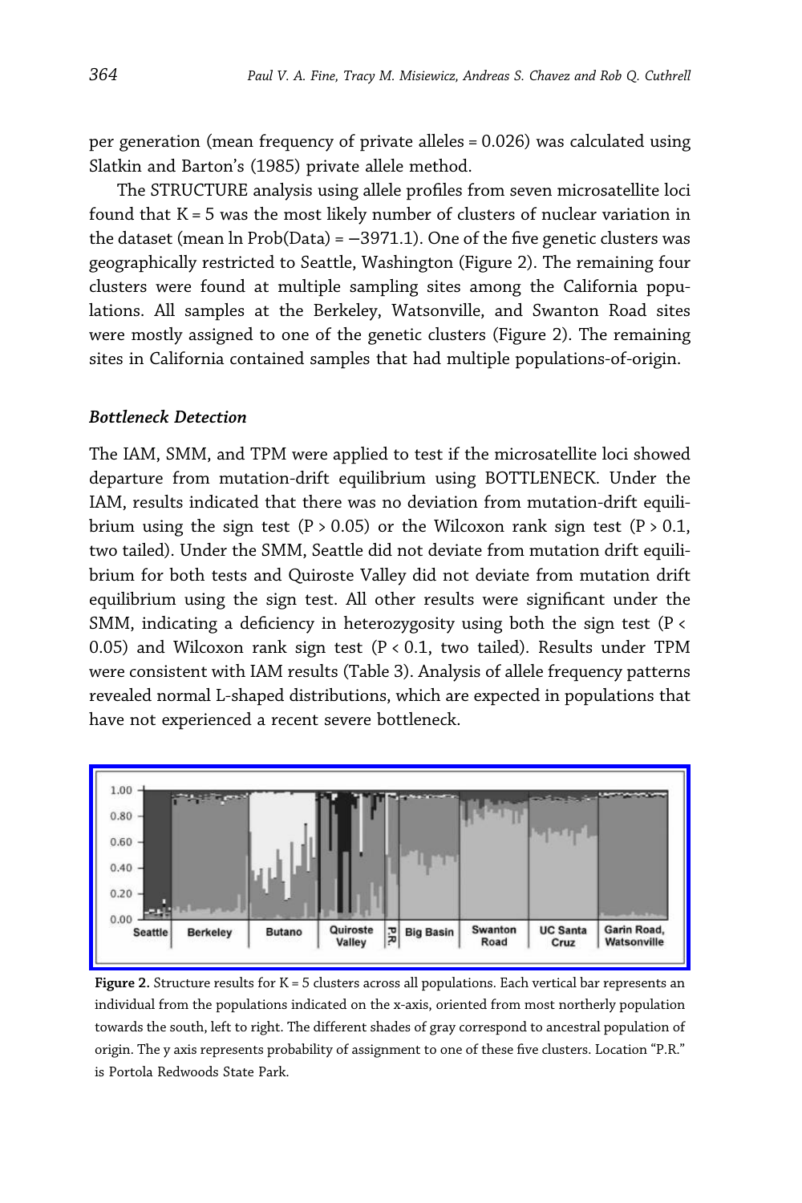per generation (mean frequency of private alleles = 0.026) was calculated using Slatkin and Barton's (1985) private allele method.

The STRUCTURE analysis using allele profiles from seven microsatellite loci found that K = 5 was the most likely number of clusters of nuclear variation in the dataset (mean ln Prob(Data) = −3971.1). One of the five genetic clusters was geographically restricted to Seattle, Washington (Figure 2). The remaining four clusters were found at multiple sampling sites among the California populations. All samples at the Berkeley, Watsonville, and Swanton Road sites were mostly assigned to one of the genetic clusters (Figure 2). The remaining sites in California contained samples that had multiple populations-of-origin.

### *Bottleneck Detection*

The IAM, SMM, and TPM were applied to test if the microsatellite loci showed departure from mutation-drift equilibrium using BOTTLENECK. Under the IAM, results indicated that there was no deviation from mutation-drift equilibrium using the sign test ($P > 0.05$) or the Wilcoxon rank sign test ($P > 0.1$, two tailed). Under the SMM, Seattle did not deviate from mutation drift equilibrium for both tests and Quiroste Valley did not deviate from mutation drift equilibrium using the sign test. All other results were significant under the SMM, indicating a deficiency in heterozygosity using both the sign test ($P < 0.05$) and Wilcoxon rank sign test ($P < 0.1$, two tailed). Results under TPM were consistent with IAM results (Table 3). Analysis of allele frequency patterns revealed normal L-shaped distributions, which are expected in populations that have not experienced a recent severe bottleneck.

**Figure 2.** Structure results for K = 5 clusters across all populations. Each vertical bar represents an individual from the populations indicated on the x-axis, oriented from most northerly population towards the south, left to right. The different shades of gray correspond to ancestral population of origin. The y axis represents probability of assignment to one of these five clusters. Location "P.R." is Portola Redwoods State Park.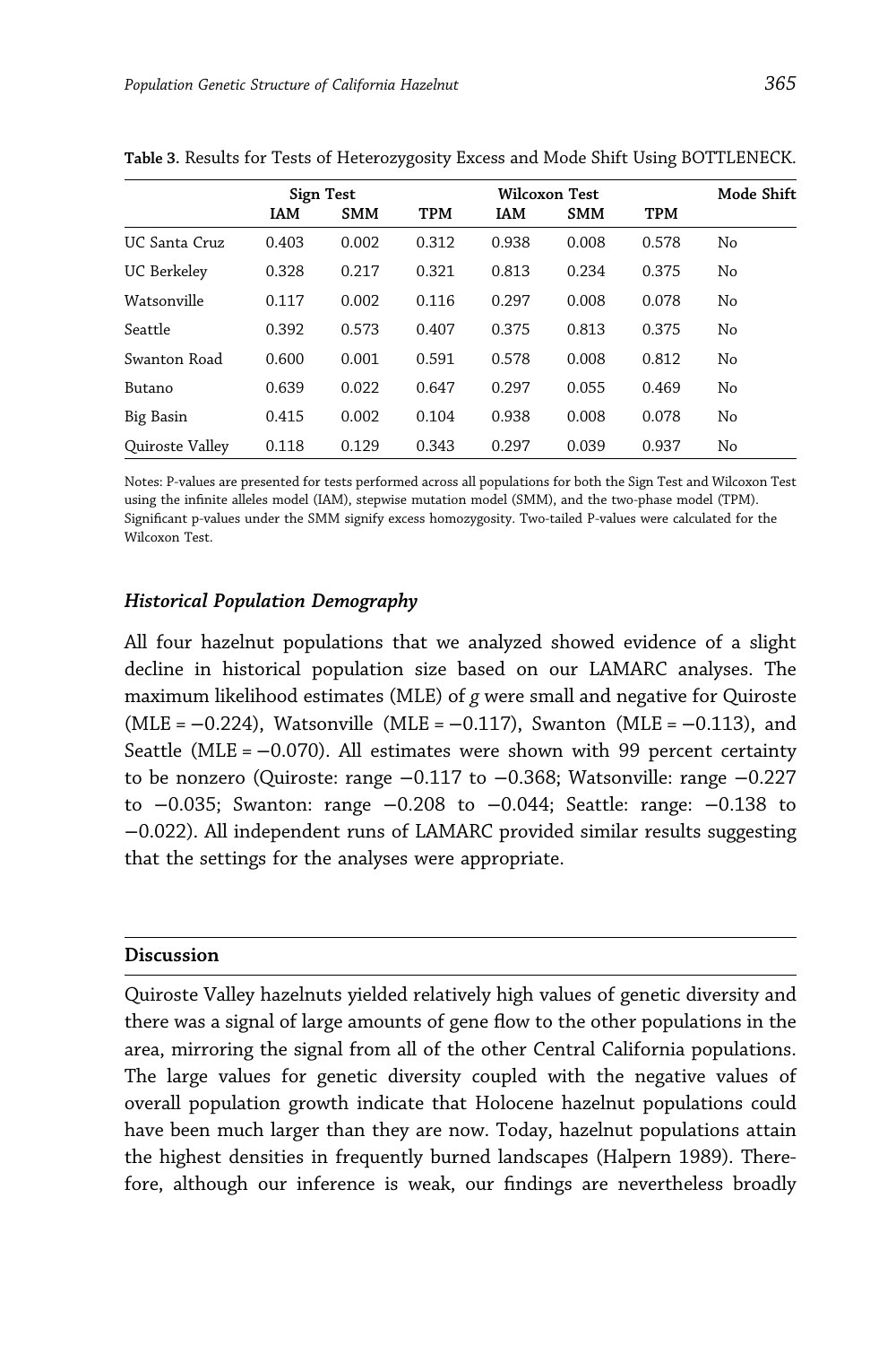**Table 3.** Results for Tests of Heterozygosity Excess and Mode Shift Using BOTTLENECK.

| | Sign Test | | | Wilcoxon Test | | | Mode Shift |
|---|---|---|---|---|---|---|---|
| | IAM | SMM | TPM | IAM | SMM | TPM | |
| UC Santa Cruz | 0.403 | 0.002 | 0.312 | 0.938 | 0.008 | 0.578 | No |
| UC Berkeley | 0.328 | 0.217 | 0.321 | 0.813 | 0.234 | 0.375 | No |
| Watsonville | 0.117 | 0.002 | 0.116 | 0.297 | 0.008 | 0.078 | No |
| Seattle | 0.392 | 0.573 | 0.407 | 0.375 | 0.813 | 0.375 | No |
| Swanton Road | 0.600 | 0.001 | 0.591 | 0.578 | 0.008 | 0.812 | No |
| Butano | 0.639 | 0.022 | 0.647 | 0.297 | 0.055 | 0.469 | No |
| Big Basin | 0.415 | 0.002 | 0.104 | 0.938 | 0.008 | 0.078 | No |
| Quiroste Valley | 0.118 | 0.129 | 0.343 | 0.297 | 0.039 | 0.937 | No |

Notes: P-values are presented for tests performed across all populations for both the Sign Test and Wilcoxon Test using the infinite alleles model (IAM), stepwise mutation model (SMM), and the two-phase model (TPM). Significant p-values under the SMM signify excess homozygosity. Two-tailed P-values were calculated for the Wilcoxon Test.

### *Historical Population Demography*

All four hazelnut populations that we analyzed showed evidence of a slight decline in historical population size based on our LAMARC analyses. The maximum likelihood estimates (MLE) of $g$ were small and negative for Quiroste (MLE = −0.224), Watsonville (MLE = −0.117), Swanton (MLE = −0.113), and Seattle (MLE = −0.070). All estimates were shown with 99 percent certainty to be nonzero (Quiroste: range −0.117 to −0.368; Watsonville: range −0.227 to −0.035; Swanton: range −0.208 to −0.044; Seattle: range: −0.138 to −0.022). All independent runs of LAMARC provided similar results suggesting that the settings for the analyses were appropriate.

## Discussion

Quiroste Valley hazelnuts yielded relatively high values of genetic diversity and there was a signal of large amounts of gene flow to the other populations in the area, mirroring the signal from all of the other Central California populations. The large values for genetic diversity coupled with the negative values of overall population growth indicate that Holocene hazelnut populations could have been much larger than they are now. Today, hazelnut populations attain the highest densities in frequently burned landscapes (Halpern 1989). Therefore, although our inference is weak, our findings are nevertheless broadly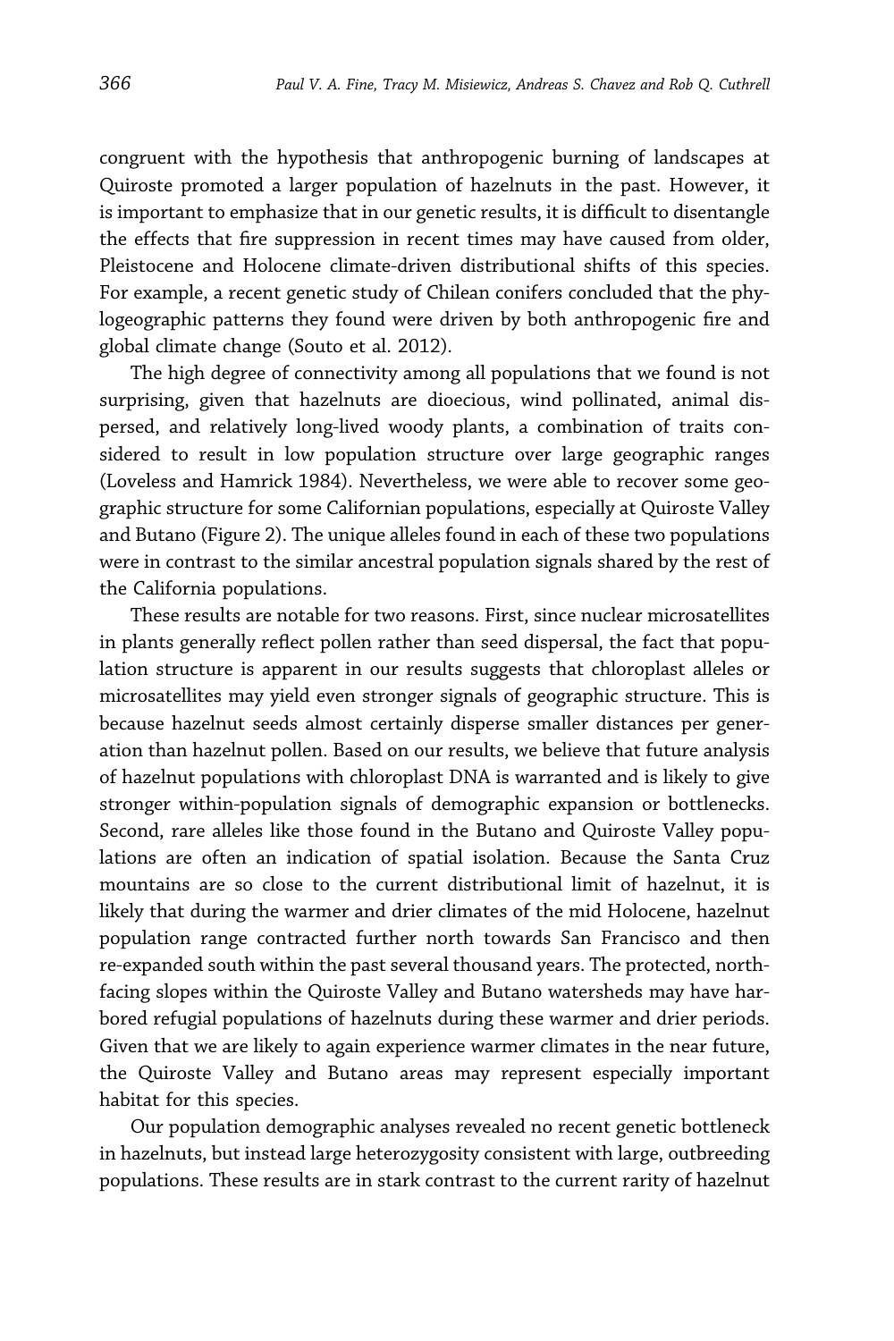congruent with the hypothesis that anthropogenic burning of landscapes at Quiroste promoted a larger population of hazelnuts in the past. However, it is important to emphasize that in our genetic results, it is difficult to disentangle the effects that fire suppression in recent times may have caused from older, Pleistocene and Holocene climate-driven distributional shifts of this species. For example, a recent genetic study of Chilean conifers concluded that the phylogeographic patterns they found were driven by both anthropogenic fire and global climate change (Souto et al. 2012).

The high degree of connectivity among all populations that we found is not surprising, given that hazelnuts are dioecious, wind pollinated, animal dispersed, and relatively long-lived woody plants, a combination of traits considered to result in low population structure over large geographic ranges (Loveless and Hamrick 1984). Nevertheless, we were able to recover some geographic structure for some Californian populations, especially at Quiroste Valley and Butano (Figure 2). The unique alleles found in each of these two populations were in contrast to the similar ancestral population signals shared by the rest of the California populations.

These results are notable for two reasons. First, since nuclear microsatellites in plants generally reflect pollen rather than seed dispersal, the fact that population structure is apparent in our results suggests that chloroplast alleles or microsatellites may yield even stronger signals of geographic structure. This is because hazelnut seeds almost certainly disperse smaller distances per generation than hazelnut pollen. Based on our results, we believe that future analysis of hazelnut populations with chloroplast DNA is warranted and is likely to give stronger within-population signals of demographic expansion or bottlenecks. Second, rare alleles like those found in the Butano and Quiroste Valley populations are often an indication of spatial isolation. Because the Santa Cruz mountains are so close to the current distributional limit of hazelnut, it is likely that during the warmer and drier climates of the mid Holocene, hazelnut population range contracted further north towards San Francisco and then re-expanded south within the past several thousand years. The protected, north-facing slopes within the Quiroste Valley and Butano watersheds may have harbored refugial populations of hazelnuts during these warmer and drier periods. Given that we are likely to again experience warmer climates in the near future, the Quiroste Valley and Butano areas may represent especially important habitat for this species.

Our population demographic analyses revealed no recent genetic bottleneck in hazelnuts, but instead large heterozygosity consistent with large, outbreeding populations. These results are in stark contrast to the current rarity of hazelnut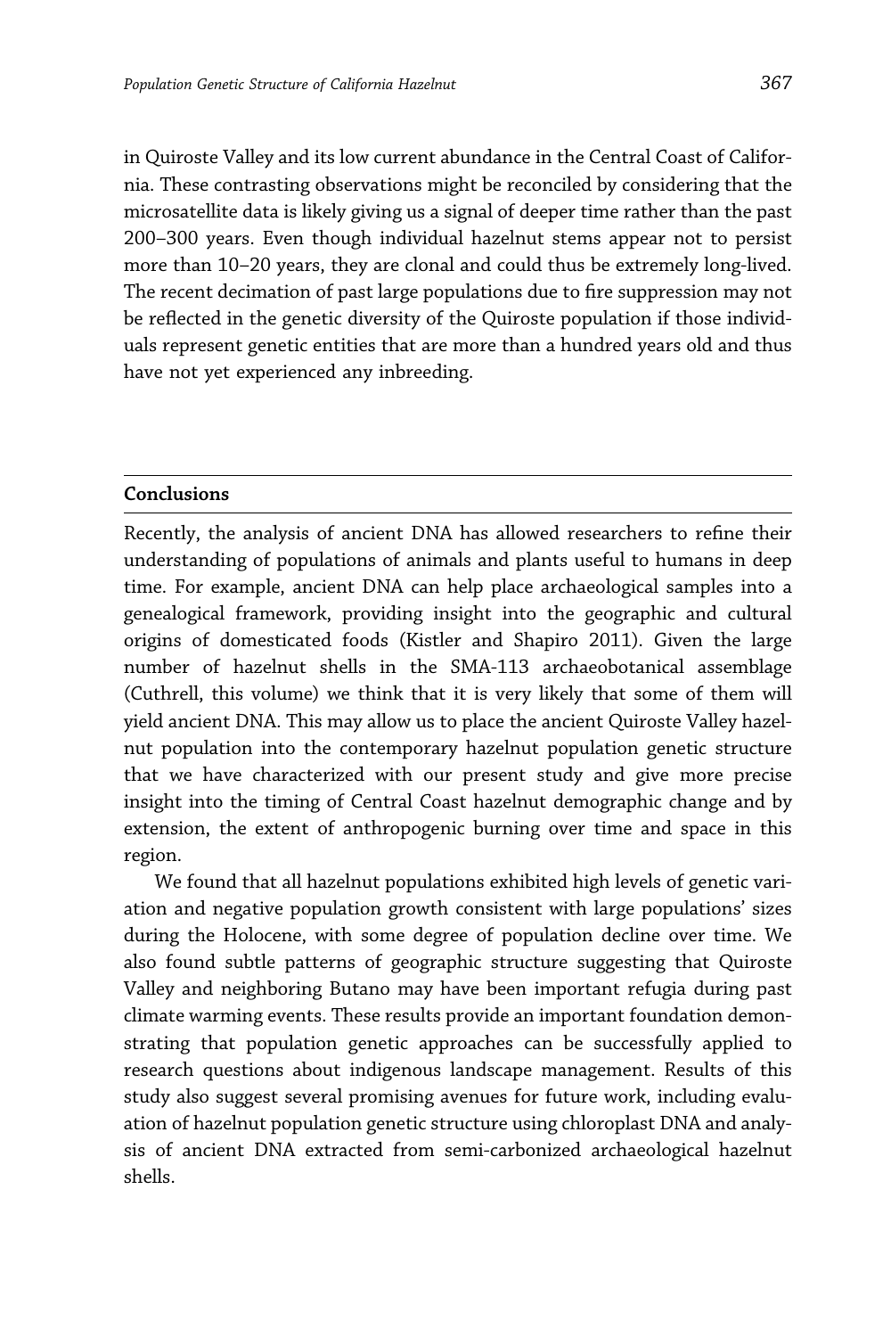in Quiroste Valley and its low current abundance in the Central Coast of California. These contrasting observations might be reconciled by considering that the microsatellite data is likely giving us a signal of deeper time rather than the past 200–300 years. Even though individual hazelnut stems appear not to persist more than 10–20 years, they are clonal and could thus be extremely long-lived. The recent decimation of past large populations due to fire suppression may not be reflected in the genetic diversity of the Quiroste population if those individuals represent genetic entities that are more than a hundred years old and thus have not yet experienced any inbreeding.

## Conclusions

Recently, the analysis of ancient DNA has allowed researchers to refine their understanding of populations of animals and plants useful to humans in deep time. For example, ancient DNA can help place archaeological samples into a genealogical framework, providing insight into the geographic and cultural origins of domesticated foods (Kistler and Shapiro 2011). Given the large number of hazelnut shells in the SMA-113 archaeobotanical assemblage (Cuthrell, this volume) we think that it is very likely that some of them will yield ancient DNA. This may allow us to place the ancient Quiroste Valley hazelnut population into the contemporary hazelnut population genetic structure that we have characterized with our present study and give more precise insight into the timing of Central Coast hazelnut demographic change and by extension, the extent of anthropogenic burning over time and space in this region.

We found that all hazelnut populations exhibited high levels of genetic variation and negative population growth consistent with large populations' sizes during the Holocene, with some degree of population decline over time. We also found subtle patterns of geographic structure suggesting that Quiroste Valley and neighboring Butano may have been important refugia during past climate warming events. These results provide an important foundation demonstrating that population genetic approaches can be successfully applied to research questions about indigenous landscape management. Results of this study also suggest several promising avenues for future work, including evaluation of hazelnut population genetic structure using chloroplast DNA and analysis of ancient DNA extracted from semi-carbonized archaeological hazelnut shells.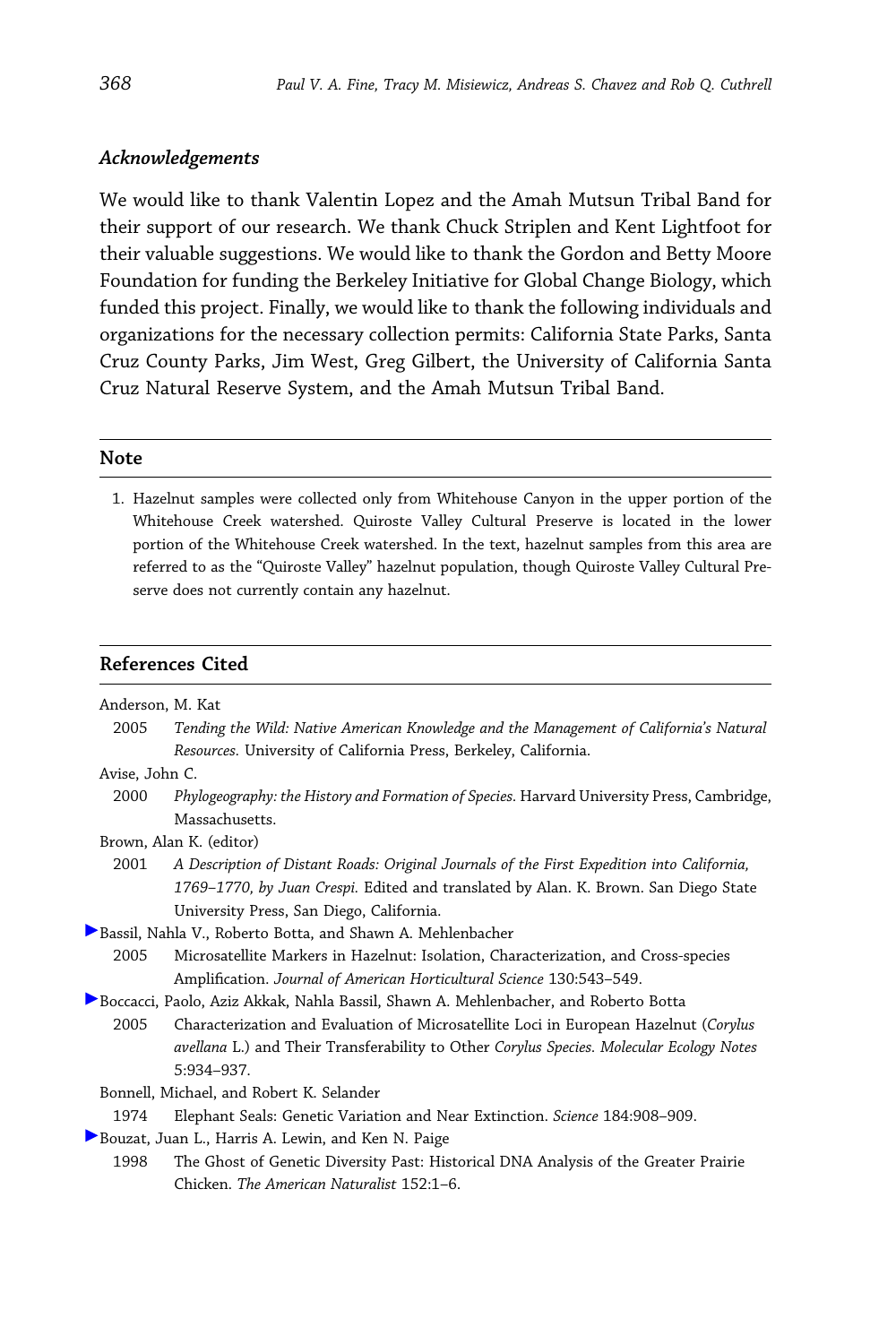### *Acknowledgements*

We would like to thank Valentin Lopez and the Amah Mutsun Tribal Band for their support of our research. We thank Chuck Striplen and Kent Lightfoot for their valuable suggestions. We would like to thank the Gordon and Betty Moore Foundation for funding the Berkeley Initiative for Global Change Biology, which funded this project. Finally, we would like to thank the following individuals and organizations for the necessary collection permits: California State Parks, Santa Cruz County Parks, Jim West, Greg Gilbert, the University of California Santa Cruz Natural Reserve System, and the Amah Mutsun Tribal Band.

## Note

1. Hazelnut samples were collected only from Whitehouse Canyon in the upper portion of the Whitehouse Creek watershed. Quiroste Valley Cultural Preserve is located in the lower portion of the Whitehouse Creek watershed. In the text, hazelnut samples from this area are referred to as the "Quiroste Valley" hazelnut population, though Quiroste Valley Cultural Preserve does not currently contain any hazelnut.

## References Cited

Anderson, M. Kat
2005 *Tending the Wild: Native American Knowledge and the Management of California's Natural Resources.* University of California Press, Berkeley, California.

Avise, John C.
2000 *Phylogeography: the History and Formation of Species.* Harvard University Press, Cambridge, Massachusetts.

Brown, Alan K. (editor)
2001 *A Description of Distant Roads: Original Journals of the First Expedition into California, 1769–1770, by Juan Crespi.* Edited and translated by Alan. K. Brown. San Diego State University Press, San Diego, California.

Bassil, Nahla V., Roberto Botta, and Shawn A. Mehlenbacher
2005 Microsatellite Markers in Hazelnut: Isolation, Characterization, and Cross-species Amplification. *Journal of American Horticultural Science* 130:543–549.

Boccacci, Paolo, Aziz Akkak, Nahla Bassil, Shawn A. Mehlenbacher, and Roberto Botta
2005 Characterization and Evaluation of Microsatellite Loci in European Hazelnut (*Corylus avellana* L.) and Their Transferability to Other *Corylus Species. Molecular Ecology Notes* 5:934–937.

Bonnell, Michael, and Robert K. Selander
1974 Elephant Seals: Genetic Variation and Near Extinction. *Science* 184:908–909.

Bouzat, Juan L., Harris A. Lewin, and Ken N. Paige
1998 The Ghost of Genetic Diversity Past: Historical DNA Analysis of the Greater Prairie Chicken. *The American Naturalist* 152:1–6.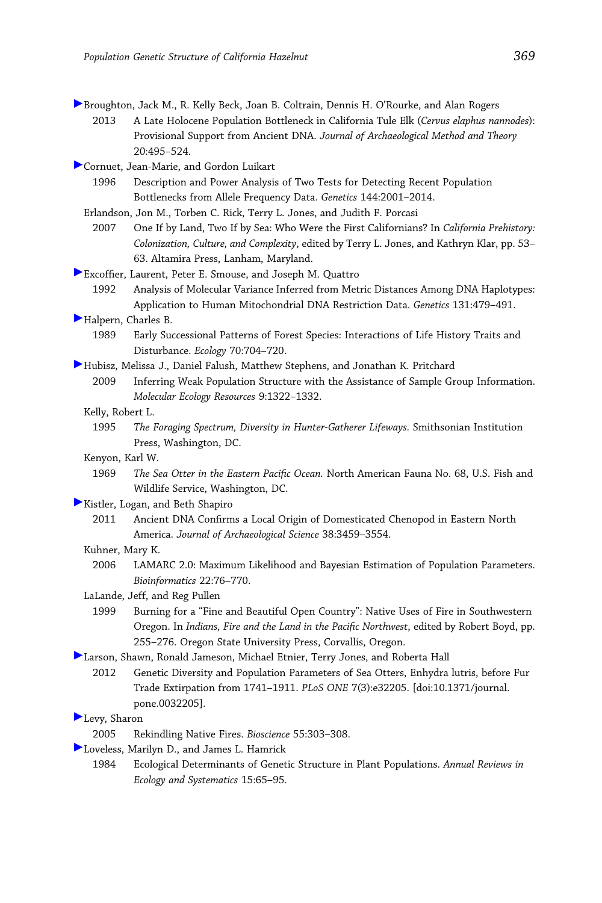Broughton, Jack M., R. Kelly Beck, Joan B. Coltrain, Dennis H. O'Rourke, and Alan Rogers

2013 A Late Holocene Population Bottleneck in California Tule Elk (*Cervus elaphus nannodes*): Provisional Support from Ancient DNA. *Journal of Archaeological Method and Theory* 20:495–524.

Cornuet, Jean-Marie, and Gordon Luikart

1996 Description and Power Analysis of Two Tests for Detecting Recent Population Bottlenecks from Allele Frequency Data. *Genetics* 144:2001–2014.

Erlandson, Jon M., Torben C. Rick, Terry L. Jones, and Judith F. Porcasi

2007 One If by Land, Two If by Sea: Who Were the First Californians? In *California Prehistory: Colonization, Culture, and Complexity*, edited by Terry L. Jones, and Kathryn Klar, pp. 53–63. Altamira Press, Lanham, Maryland.

Excoffier, Laurent, Peter E. Smouse, and Joseph M. Quattro

1992 Analysis of Molecular Variance Inferred from Metric Distances Among DNA Haplotypes: Application to Human Mitochondrial DNA Restriction Data. *Genetics* 131:479–491.

Halpern, Charles B.

1989 Early Successional Patterns of Forest Species: Interactions of Life History Traits and Disturbance. *Ecology* 70:704–720.

Hubisz, Melissa J., Daniel Falush, Matthew Stephens, and Jonathan K. Pritchard

2009 Inferring Weak Population Structure with the Assistance of Sample Group Information. *Molecular Ecology Resources* 9:1322–1332.

Kelly, Robert L.

1995 *The Foraging Spectrum, Diversity in Hunter-Gatherer Lifeways.* Smithsonian Institution Press, Washington, DC.

Kenyon, Karl W.

1969 *The Sea Otter in the Eastern Pacific Ocean.* North American Fauna No. 68, U.S. Fish and Wildlife Service, Washington, DC.

Kistler, Logan, and Beth Shapiro

2011 Ancient DNA Confirms a Local Origin of Domesticated Chenopod in Eastern North America. *Journal of Archaeological Science* 38:3459–3554.

Kuhner, Mary K.

2006 LAMARC 2.0: Maximum Likelihood and Bayesian Estimation of Population Parameters. *Bioinformatics* 22:76–770.

LaLande, Jeff, and Reg Pullen

1999 Burning for a "Fine and Beautiful Open Country": Native Uses of Fire in Southwestern Oregon. In *Indians, Fire and the Land in the Pacific Northwest*, edited by Robert Boyd, pp. 255–276. Oregon State University Press, Corvallis, Oregon.

Larson, Shawn, Ronald Jameson, Michael Etnier, Terry Jones, and Roberta Hall

2012 Genetic Diversity and Population Parameters of Sea Otters, Enhydra lutris, before Fur Trade Extirpation from 1741–1911. *PLoS ONE* 7(3):e32205. [doi:10.1371/journal.pone.0032205].

Levy, Sharon

2005 Rekindling Native Fires. *Bioscience* 55:303–308.

Loveless, Marilyn D., and James L. Hamrick

1984 Ecological Determinants of Genetic Structure in Plant Populations. *Annual Reviews in Ecology and Systematics* 15:65–95.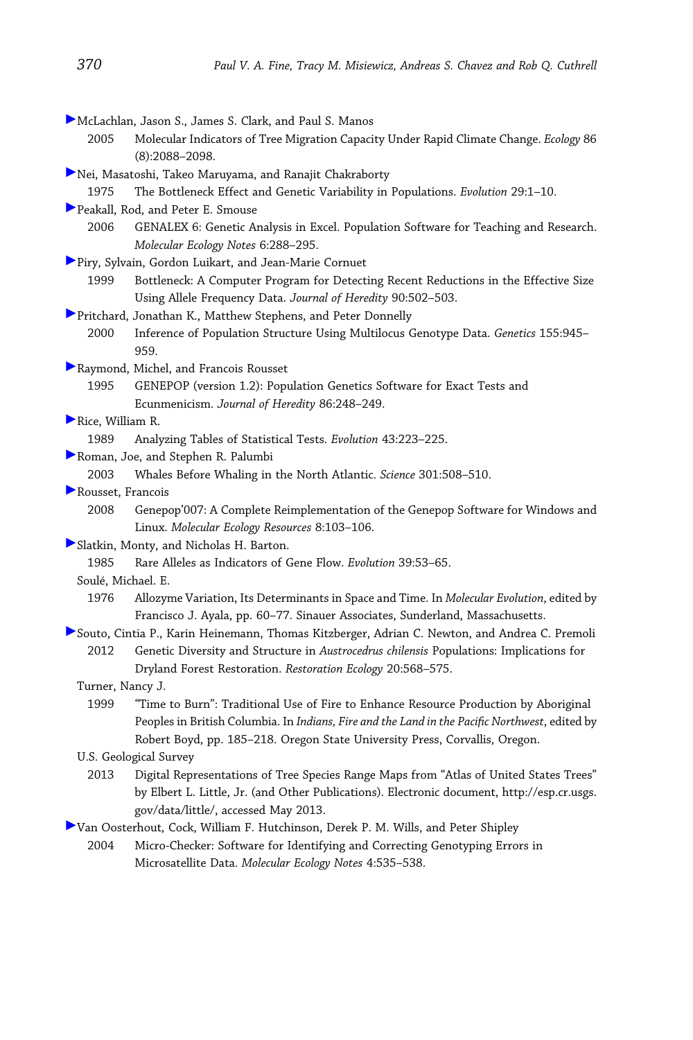McLachlan, Jason S., James S. Clark, and Paul S. Manos

2005 Molecular Indicators of Tree Migration Capacity Under Rapid Climate Change. *Ecology* 86 (8):2088–2098.

Nei, Masatoshi, Takeo Maruyama, and Ranajit Chakraborty

1975 The Bottleneck Effect and Genetic Variability in Populations. *Evolution* 29:1–10.

Peakall, Rod, and Peter E. Smouse

2006 GENALEX 6: Genetic Analysis in Excel. Population Software for Teaching and Research. *Molecular Ecology Notes* 6:288–295.

Piry, Sylvain, Gordon Luikart, and Jean-Marie Cornuet

1999 Bottleneck: A Computer Program for Detecting Recent Reductions in the Effective Size Using Allele Frequency Data. *Journal of Heredity* 90:502–503.

Pritchard, Jonathan K., Matthew Stephens, and Peter Donnelly

2000 Inference of Population Structure Using Multilocus Genotype Data. *Genetics* 155:945–959.

Raymond, Michel, and Francois Rousset

1995 GENEPOP (version 1.2): Population Genetics Software for Exact Tests and Ecumenicism. *Journal of Heredity* 86:248–249.

Rice, William R.

1989 Analyzing Tables of Statistical Tests. *Evolution* 43:223–225.

Roman, Joe, and Stephen R. Palumbi

2003 Whales Before Whaling in the North Atlantic. *Science* 301:508–510.

Rousset, Francois

2008 Genepop'007: A Complete Reimplementation of the Genepop Software for Windows and Linux. *Molecular Ecology Resources* 8:103–106.

Slatkin, Monty, and Nicholas H. Barton.

1985 Rare Alleles as Indicators of Gene Flow. *Evolution* 39:53–65.

Soulé, Michael. E.

1976 Allozyme Variation, Its Determinants in Space and Time. In *Molecular Evolution*, edited by Francisco J. Ayala, pp. 60–77. Sinauer Associates, Sunderland, Massachusetts.

Souto, Cintia P., Karin Heinemann, Thomas Kitzberger, Adrian C. Newton, and Andrea C. Premoli

2012 Genetic Diversity and Structure in *Austrocedrus chilensis* Populations: Implications for Dryland Forest Restoration. *Restoration Ecology* 20:568–575.

Turner, Nancy J.

1999 "Time to Burn": Traditional Use of Fire to Enhance Resource Production by Aboriginal Peoples in British Columbia. In *Indians, Fire and the Land in the Pacific Northwest*, edited by Robert Boyd, pp. 185–218. Oregon State University Press, Corvallis, Oregon.

U.S. Geological Survey

2013 Digital Representations of Tree Species Range Maps from "Atlas of United States Trees" by Elbert L. Little, Jr. (and Other Publications). Electronic document, http://esp.cr.usgs.gov/data/little/, accessed May 2013.

Van Oosterhout, Cock, William F. Hutchinson, Derek P. M. Wills, and Peter Shipley

2004 Micro-Checker: Software for Identifying and Correcting Genotyping Errors in Microsatellite Data. *Molecular Ecology Notes* 4:535–538.